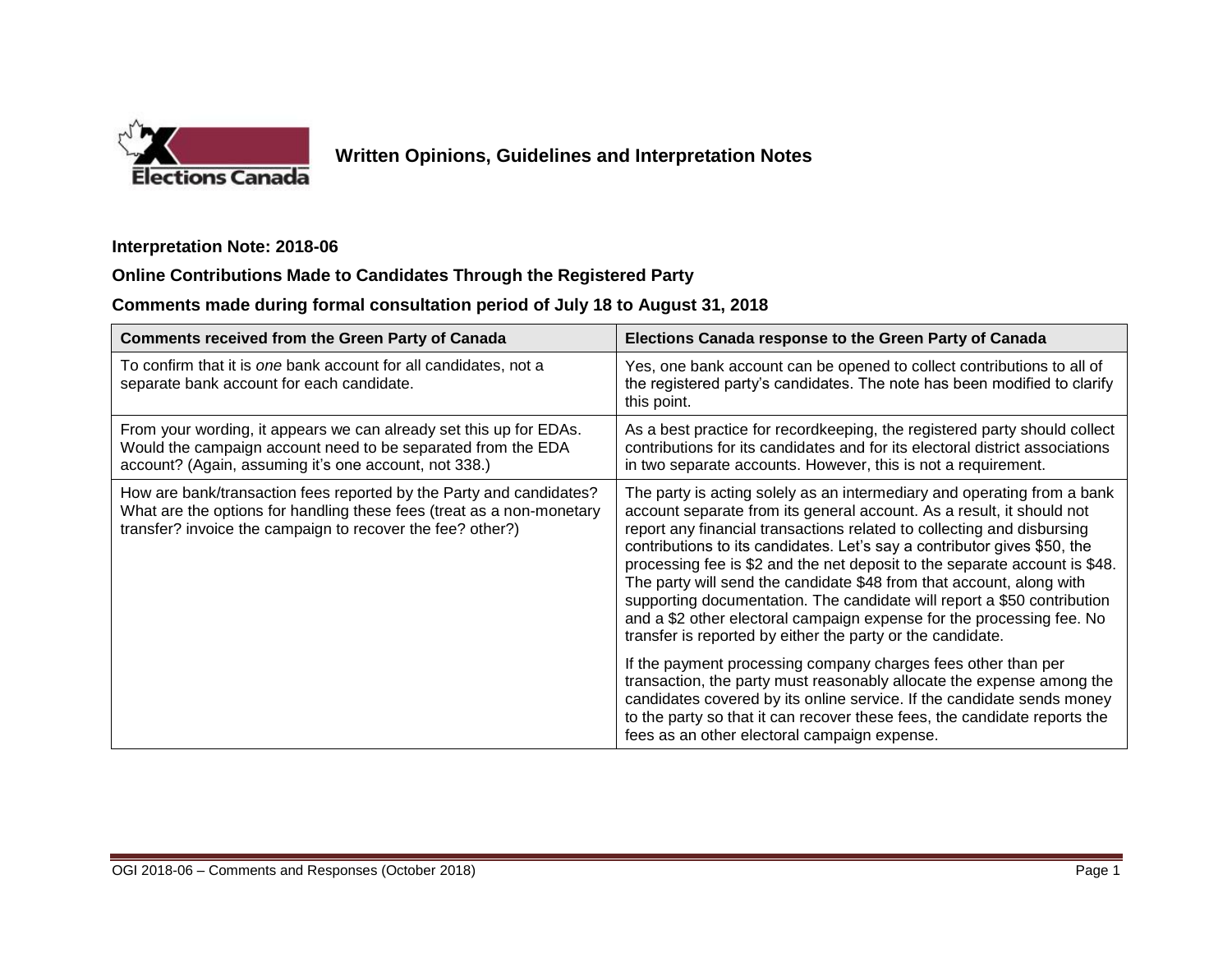**Written Opinions, Guidelines and Interpretation Notes**

**Interpretation Note: 2018-06**

**Online Contributions Made to Candidates Through the Registered Party**

**Comments made during formal consultation period of July 18 to August 31, 2018**

| Comments received from the Green Party of Canada | Elections Canada response to the Green Party of Canada |
|---|---|
| To confirm that it is *one* bank account for all candidates, not a separate bank account for each candidate. | Yes, one bank account can be opened to collect contributions to all of the registered party's candidates. The note has been modified to clarify this point. |
| From your wording, it appears we can already set this up for EDAs. Would the campaign account need to be separated from the EDA account? (Again, assuming it's one account, not 338.) | As a best practice for recordkeeping, the registered party should collect contributions for its candidates and for its electoral district associations in two separate accounts. However, this is not a requirement. |
| How are bank/transaction fees reported by the Party and candidates? What are the options for handling these fees (treat as a non-monetary transfer? invoice the campaign to recover the fee? other?) | The party is acting solely as an intermediary and operating from a bank account separate from its general account. As a result, it should not report any financial transactions related to collecting and disbursing contributions to its candidates. Let's say a contributor gives $50, the processing fee is $2 and the net deposit to the separate account is $48. The party will send the candidate $48 from that account, along with supporting documentation. The candidate will report a $50 contribution and a $2 other electoral campaign expense for the processing fee. No transfer is reported by either the party or the candidate.<br><br>If the payment processing company charges fees other than per transaction, the party must reasonably allocate the expense among the candidates covered by its online service. If the candidate sends money to the party so that it can recover these fees, the candidate reports the fees as an other electoral campaign expense. |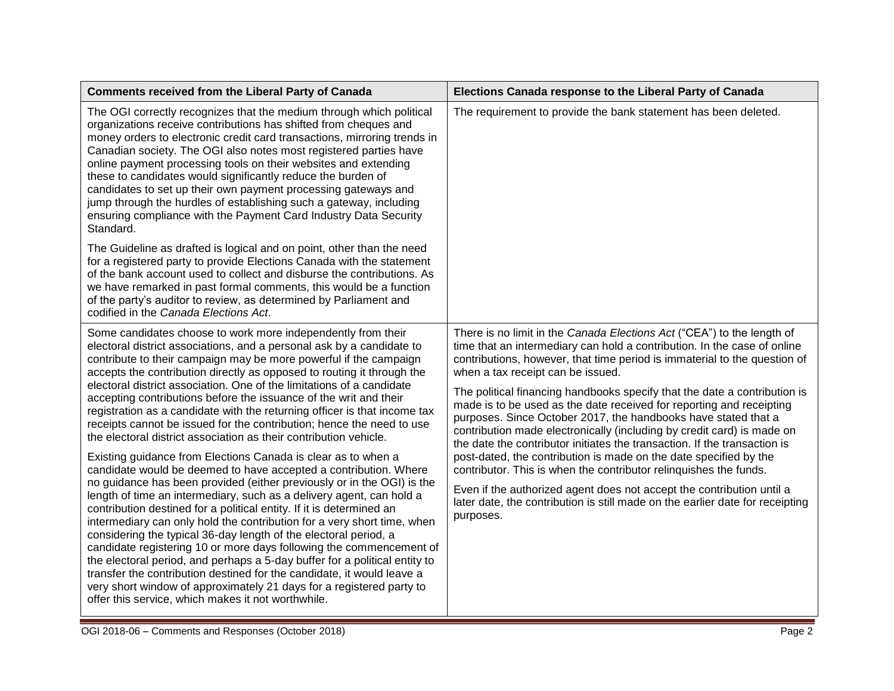| Comments received from the Liberal Party of Canada | Elections Canada response to the Liberal Party of Canada |
|---|---|
| The OGI correctly recognizes that the medium through which political organizations receive contributions has shifted from cheques and money orders to electronic credit card transactions, mirroring trends in Canadian society. The OGI also notes most registered parties have online payment processing tools on their websites and extending these to candidates would significantly reduce the burden of candidates to set up their own payment processing gateways and jump through the hurdles of establishing such a gateway, including ensuring compliance with the Payment Card Industry Data Security Standard.<br><br>The Guideline as drafted is logical and on point, other than the need for a registered party to provide Elections Canada with the statement of the bank account used to collect and disburse the contributions. As we have remarked in past formal comments, this would be a function of the party's auditor to review, as determined by Parliament and codified in the *Canada Elections Act*. | The requirement to provide the bank statement has been deleted. |
| Some candidates choose to work more independently from their electoral district associations, and a personal ask by a candidate to contribute to their campaign may be more powerful if the campaign accepts the contribution directly as opposed to routing it through the electoral district association. One of the limitations of a candidate accepting contributions before the issuance of the writ and their registration as a candidate with the returning officer is that income tax receipts cannot be issued for the contribution; hence the need to use the electoral district association as their contribution vehicle.<br><br>Existing guidance from Elections Canada is clear as to when a candidate would be deemed to have accepted a contribution. Where no guidance has been provided (either previously or in the OGI) is the length of time an intermediary, such as a delivery agent, can hold a contribution destined for a political entity. If it is determined an intermediary can only hold the contribution for a very short time, when considering the typical 36-day length of the electoral period, a candidate registering 10 or more days following the commencement of the electoral period, and perhaps a 5-day buffer for a political entity to transfer the contribution destined for the candidate, it would leave a very short window of approximately 21 days for a registered party to offer this service, which makes it not worthwhile. | There is no limit in the *Canada Elections Act* ("CEA") to the length of time that an intermediary can hold a contribution. In the case of online contributions, however, that time period is immaterial to the question of when a tax receipt can be issued.<br><br>The political financing handbooks specify that the date a contribution is made is to be used as the date received for reporting and receipting purposes. Since October 2017, the handbooks have stated that a contribution made electronically (including by credit card) is made on the date the contributor initiates the transaction. If the transaction is post-dated, the contribution is made on the date specified by the contributor. This is when the contributor relinquishes the funds.<br><br>Even if the authorized agent does not accept the contribution until a later date, the contribution is still made on the earlier date for receipting purposes. |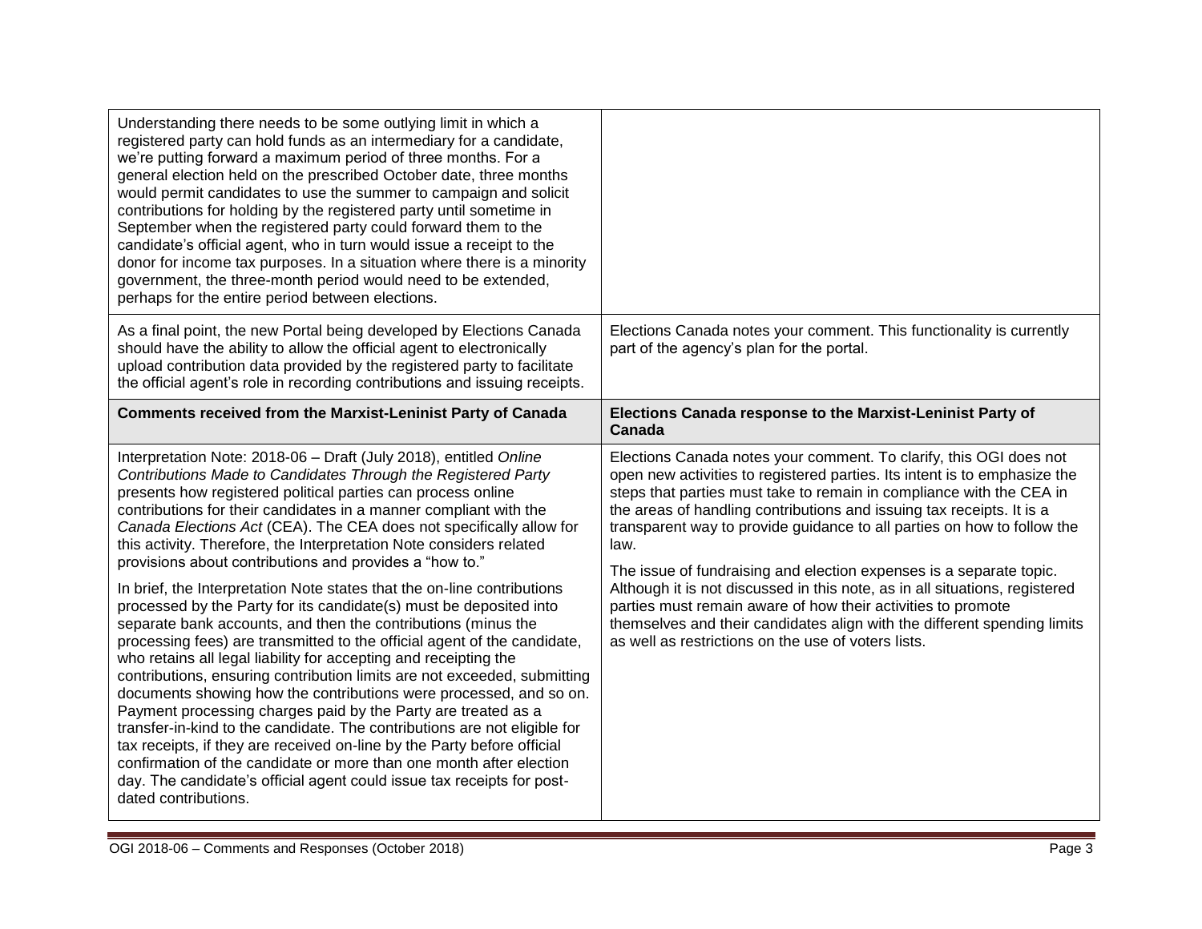| | |
|---|---|
| Understanding there needs to be some outlying limit in which a registered party can hold funds as an intermediary for a candidate, we're putting forward a maximum period of three months. For a general election held on the prescribed October date, three months would permit candidates to use the summer to campaign and solicit contributions for holding by the registered party until sometime in September when the registered party could forward them to the candidate's official agent, who in turn would issue a receipt to the donor for income tax purposes. In a situation where there is a minority government, the three-month period would need to be extended, perhaps for the entire period between elections. | |
| As a final point, the new Portal being developed by Elections Canada should have the ability to allow the official agent to electronically upload contribution data provided by the registered party to facilitate the official agent's role in recording contributions and issuing receipts. | Elections Canada notes your comment. This functionality is currently part of the agency's plan for the portal. |
| **Comments received from the Marxist-Leninist Party of Canada** | **Elections Canada response to the Marxist-Leninist Party of Canada** |
| Interpretation Note: 2018-06 – Draft (July 2018), entitled *Online Contributions Made to Candidates Through the Registered Party* presents how registered political parties can process online contributions for their candidates in a manner compliant with the *Canada Elections Act* (CEA). The CEA does not specifically allow for this activity. Therefore, the Interpretation Note considers related provisions about contributions and provides a "how to."<br><br>In brief, the Interpretation Note states that the on-line contributions processed by the Party for its candidate(s) must be deposited into separate bank accounts, and then the contributions (minus the processing fees) are transmitted to the official agent of the candidate, who retains all legal liability for accepting and receipting the contributions, ensuring contribution limits are not exceeded, submitting documents showing how the contributions were processed, and so on. Payment processing charges paid by the Party are treated as a transfer-in-kind to the candidate. The contributions are not eligible for tax receipts, if they are received on-line by the Party before official confirmation of the candidate or more than one month after election day. The candidate's official agent could issue tax receipts for post-dated contributions. | Elections Canada notes your comment. To clarify, this OGI does not open new activities to registered parties. Its intent is to emphasize the steps that parties must take to remain in compliance with the CEA in the areas of handling contributions and issuing tax receipts. It is a transparent way to provide guidance to all parties on how to follow the law.<br><br>The issue of fundraising and election expenses is a separate topic. Although it is not discussed in this note, as in all situations, registered parties must remain aware of how their activities to promote themselves and their candidates align with the different spending limits as well as restrictions on the use of voters lists. |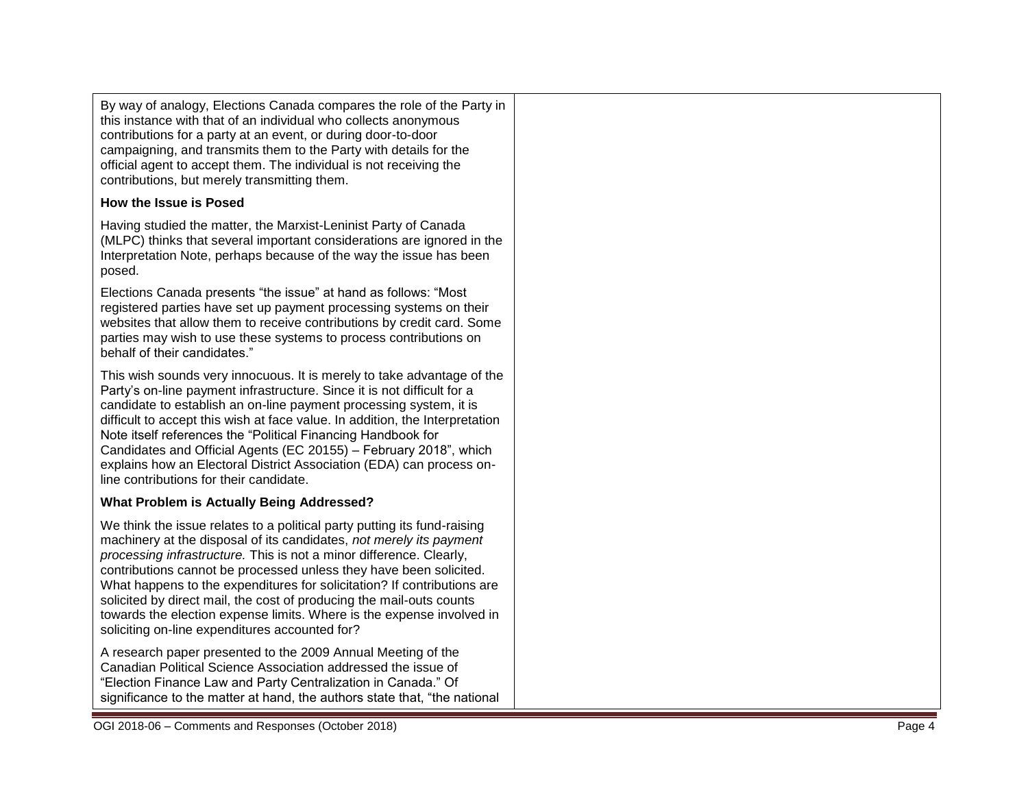By way of analogy, Elections Canada compares the role of the Party in this instance with that of an individual who collects anonymous contributions for a party at an event, or during door-to-door campaigning, and transmits them to the Party with details for the official agent to accept them. The individual is not receiving the contributions, but merely transmitting them.

**How the Issue is Posed**

Having studied the matter, the Marxist-Leninist Party of Canada (MLPC) thinks that several important considerations are ignored in the Interpretation Note, perhaps because of the way the issue has been posed.

Elections Canada presents "the issue" at hand as follows: "Most registered parties have set up payment processing systems on their websites that allow them to receive contributions by credit card. Some parties may wish to use these systems to process contributions on behalf of their candidates."

This wish sounds very innocuous. It is merely to take advantage of the Party's on-line payment infrastructure. Since it is not difficult for a candidate to establish an on-line payment processing system, it is difficult to accept this wish at face value. In addition, the Interpretation Note itself references the "Political Financing Handbook for Candidates and Official Agents (EC 20155) – February 2018", which explains how an Electoral District Association (EDA) can process on-line contributions for their candidate.

**What Problem is Actually Being Addressed?**

We think the issue relates to a political party putting its fund-raising machinery at the disposal of its candidates, *not merely its payment processing infrastructure.* This is not a minor difference. Clearly, contributions cannot be processed unless they have been solicited. What happens to the expenditures for solicitation? If contributions are solicited by direct mail, the cost of producing the mail-outs counts towards the election expense limits. Where is the expense involved in soliciting on-line expenditures accounted for?

A research paper presented to the 2009 Annual Meeting of the Canadian Political Science Association addressed the issue of "Election Finance Law and Party Centralization in Canada." Of significance to the matter at hand, the authors state that, "the national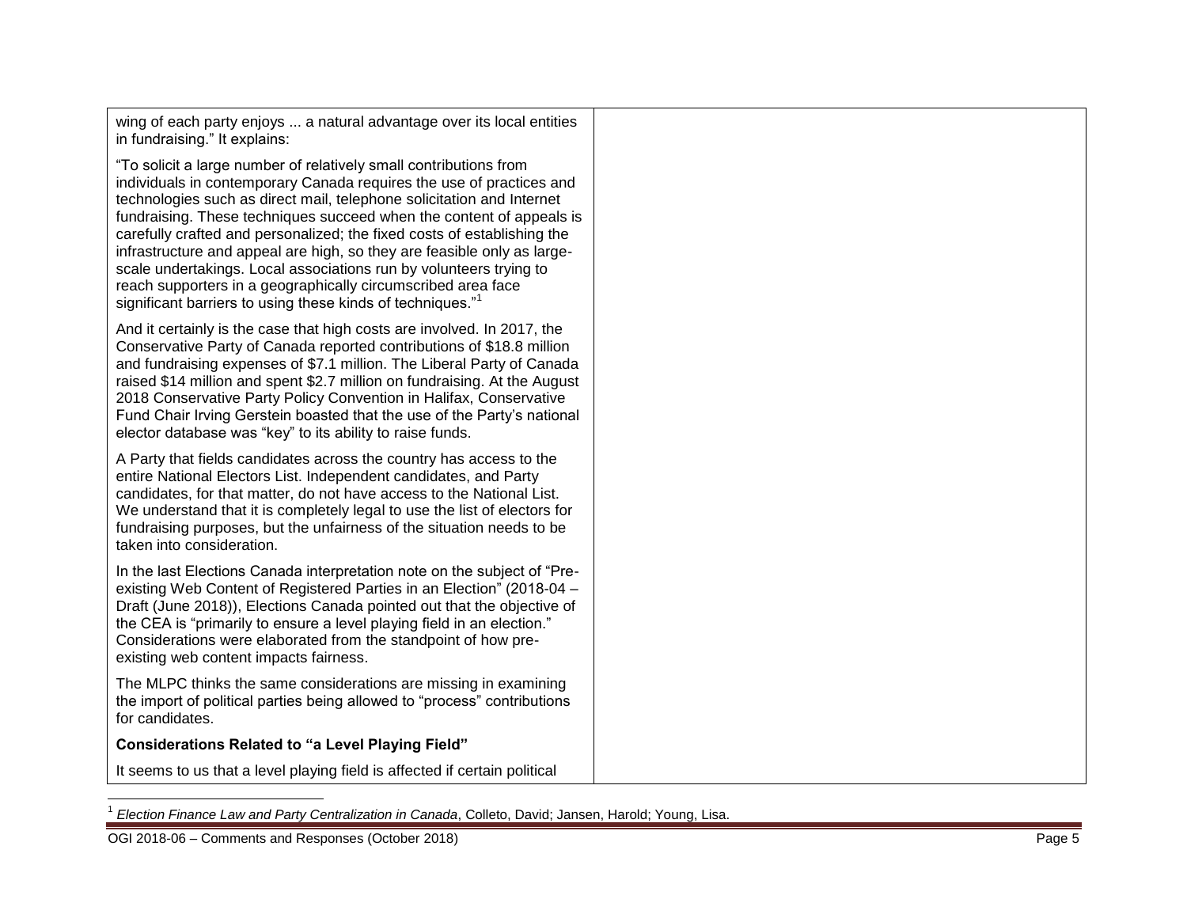| | |
|---|---|
| wing of each party enjoys ... a natural advantage over its local entities in fundraising." It explains:<br><br>"To solicit a large number of relatively small contributions from individuals in contemporary Canada requires the use of practices and technologies such as direct mail, telephone solicitation and Internet fundraising. These techniques succeed when the content of appeals is carefully crafted and personalized; the fixed costs of establishing the infrastructure and appeal are high, so they are feasible only as large-scale undertakings. Local associations run by volunteers trying to reach supporters in a geographically circumscribed area face significant barriers to using these kinds of techniques."[1]<br><br>And it certainly is the case that high costs are involved. In 2017, the Conservative Party of Canada reported contributions of $18.8 million and fundraising expenses of $7.1 million. The Liberal Party of Canada raised $14 million and spent $2.7 million on fundraising. At the August 2018 Conservative Party Policy Convention in Halifax, Conservative Fund Chair Irving Gerstein boasted that the use of the Party's national elector database was "key" to its ability to raise funds.<br><br>A Party that fields candidates across the country has access to the entire National Electors List. Independent candidates, and Party candidates, for that matter, do not have access to the National List. We understand that it is completely legal to use the list of electors for fundraising purposes, but the unfairness of the situation needs to be taken into consideration.<br><br>In the last Elections Canada interpretation note on the subject of "Pre-existing Web Content of Registered Parties in an Election" (2018-04 – Draft (June 2018)), Elections Canada pointed out that the objective of the CEA is "primarily to ensure a level playing field in an election." Considerations were elaborated from the standpoint of how pre-existing web content impacts fairness.<br><br>The MLPC thinks the same considerations are missing in examining the import of political parties being allowed to "process" contributions for candidates.<br><br>**Considerations Related to "a Level Playing Field"**<br><br>It seems to us that a level playing field is affected if certain political | |

[1] *Election Finance Law and Party Centralization in Canada*, Colleto, David; Jansen, Harold; Young, Lisa.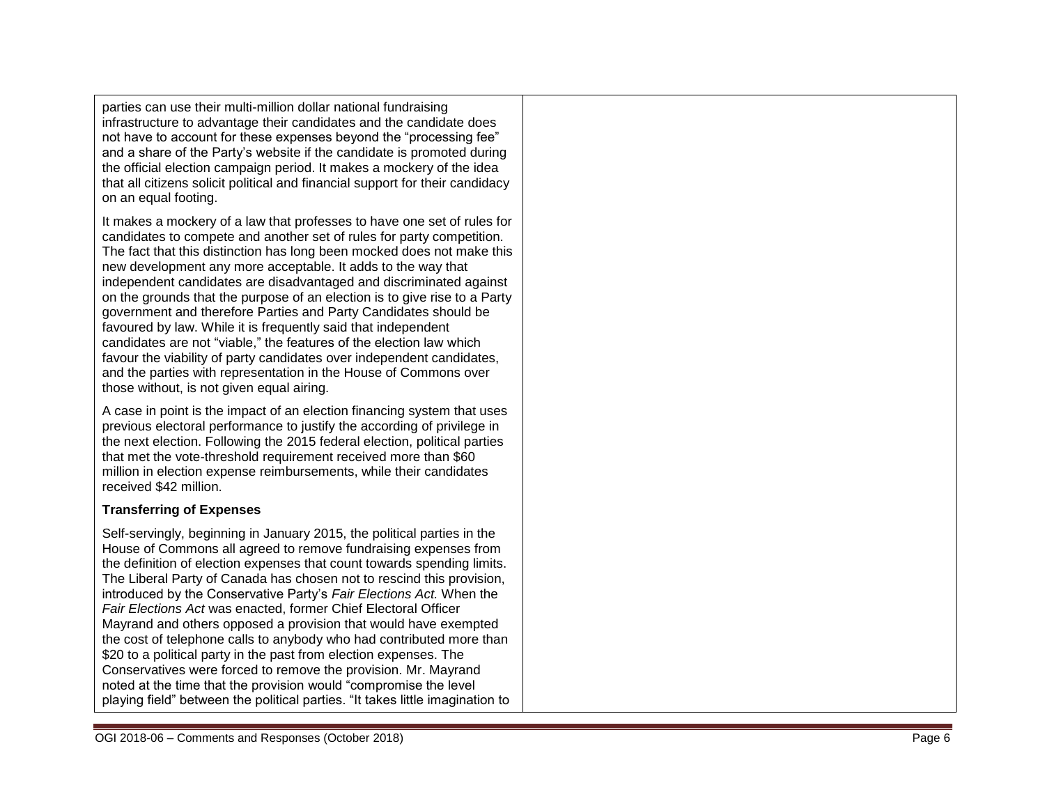parties can use their multi-million dollar national fundraising infrastructure to advantage their candidates and the candidate does not have to account for these expenses beyond the "processing fee" and a share of the Party's website if the candidate is promoted during the official election campaign period. It makes a mockery of the idea that all citizens solicit political and financial support for their candidacy on an equal footing.

It makes a mockery of a law that professes to have one set of rules for candidates to compete and another set of rules for party competition. The fact that this distinction has long been mocked does not make this new development any more acceptable. It adds to the way that independent candidates are disadvantaged and discriminated against on the grounds that the purpose of an election is to give rise to a Party government and therefore Parties and Party Candidates should be favoured by law. While it is frequently said that independent candidates are not "viable," the features of the election law which favour the viability of party candidates over independent candidates, and the parties with representation in the House of Commons over those without, is not given equal airing.

A case in point is the impact of an election financing system that uses previous electoral performance to justify the according of privilege in the next election. Following the 2015 federal election, political parties that met the vote-threshold requirement received more than $60 million in election expense reimbursements, while their candidates received $42 million.

**Transferring of Expenses**

Self-servingly, beginning in January 2015, the political parties in the House of Commons all agreed to remove fundraising expenses from the definition of election expenses that count towards spending limits. The Liberal Party of Canada has chosen not to rescind this provision, introduced by the Conservative Party's *Fair Elections Act.* When the *Fair Elections Act* was enacted, former Chief Electoral Officer Mayrand and others opposed a provision that would have exempted the cost of telephone calls to anybody who had contributed more than $20 to a political party in the past from election expenses. The Conservatives were forced to remove the provision. Mr. Mayrand noted at the time that the provision would "compromise the level playing field" between the political parties. "It takes little imagination to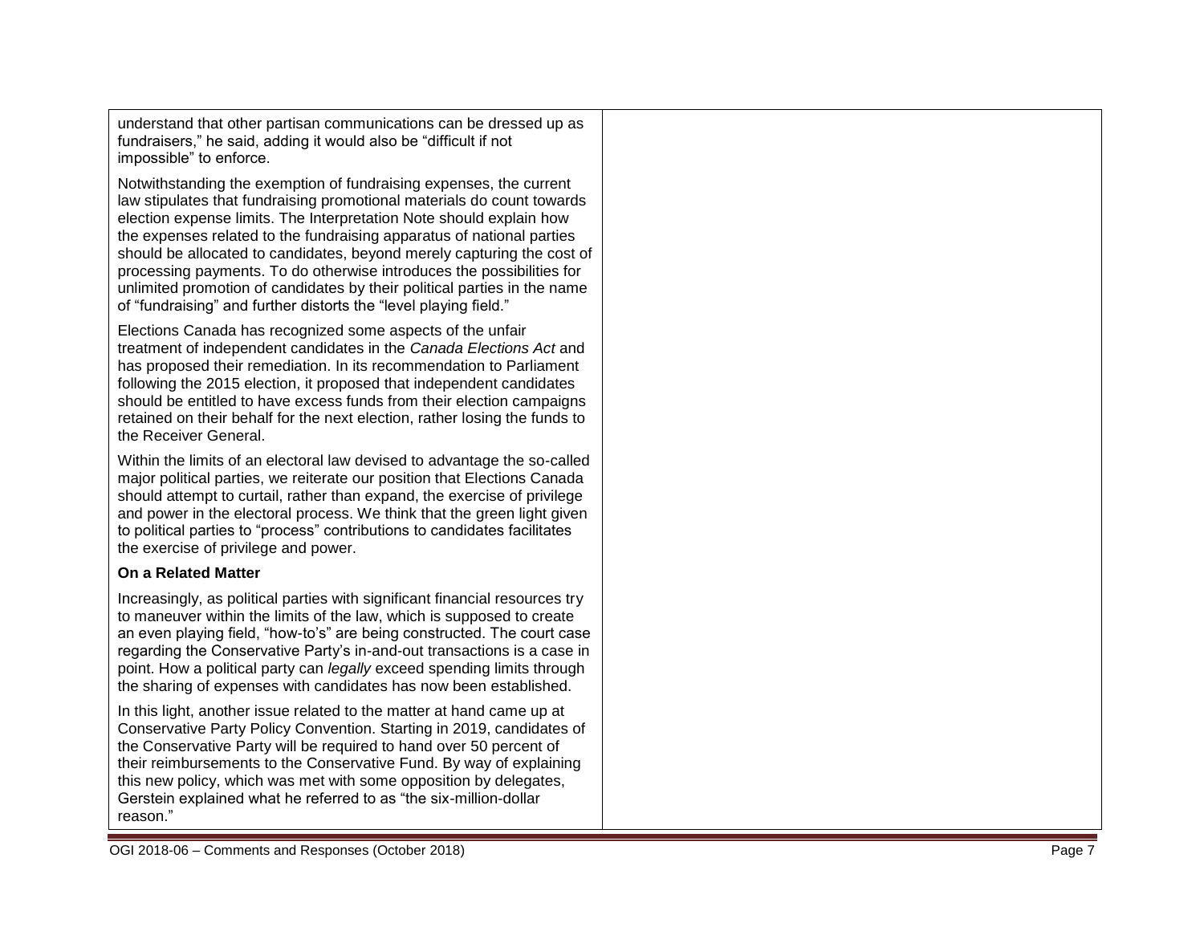understand that other partisan communications can be dressed up as fundraisers," he said, adding it would also be "difficult if not impossible" to enforce.

Notwithstanding the exemption of fundraising expenses, the current law stipulates that fundraising promotional materials do count towards election expense limits. The Interpretation Note should explain how the expenses related to the fundraising apparatus of national parties should be allocated to candidates, beyond merely capturing the cost of processing payments. To do otherwise introduces the possibilities for unlimited promotion of candidates by their political parties in the name of "fundraising" and further distorts the "level playing field."

Elections Canada has recognized some aspects of the unfair treatment of independent candidates in the *Canada Elections Act* and has proposed their remediation. In its recommendation to Parliament following the 2015 election, it proposed that independent candidates should be entitled to have excess funds from their election campaigns retained on their behalf for the next election, rather losing the funds to the Receiver General.

Within the limits of an electoral law devised to advantage the so-called major political parties, we reiterate our position that Elections Canada should attempt to curtail, rather than expand, the exercise of privilege and power in the electoral process. We think that the green light given to political parties to "process" contributions to candidates facilitates the exercise of privilege and power.

**On a Related Matter**

Increasingly, as political parties with significant financial resources try to maneuver within the limits of the law, which is supposed to create an even playing field, "how-to's" are being constructed. The court case regarding the Conservative Party's in-and-out transactions is a case in point. How a political party can *legally* exceed spending limits through the sharing of expenses with candidates has now been established.

In this light, another issue related to the matter at hand came up at Conservative Party Policy Convention. Starting in 2019, candidates of the Conservative Party will be required to hand over 50 percent of their reimbursements to the Conservative Fund. By way of explaining this new policy, which was met with some opposition by delegates, Gerstein explained what he referred to as "the six-million-dollar reason."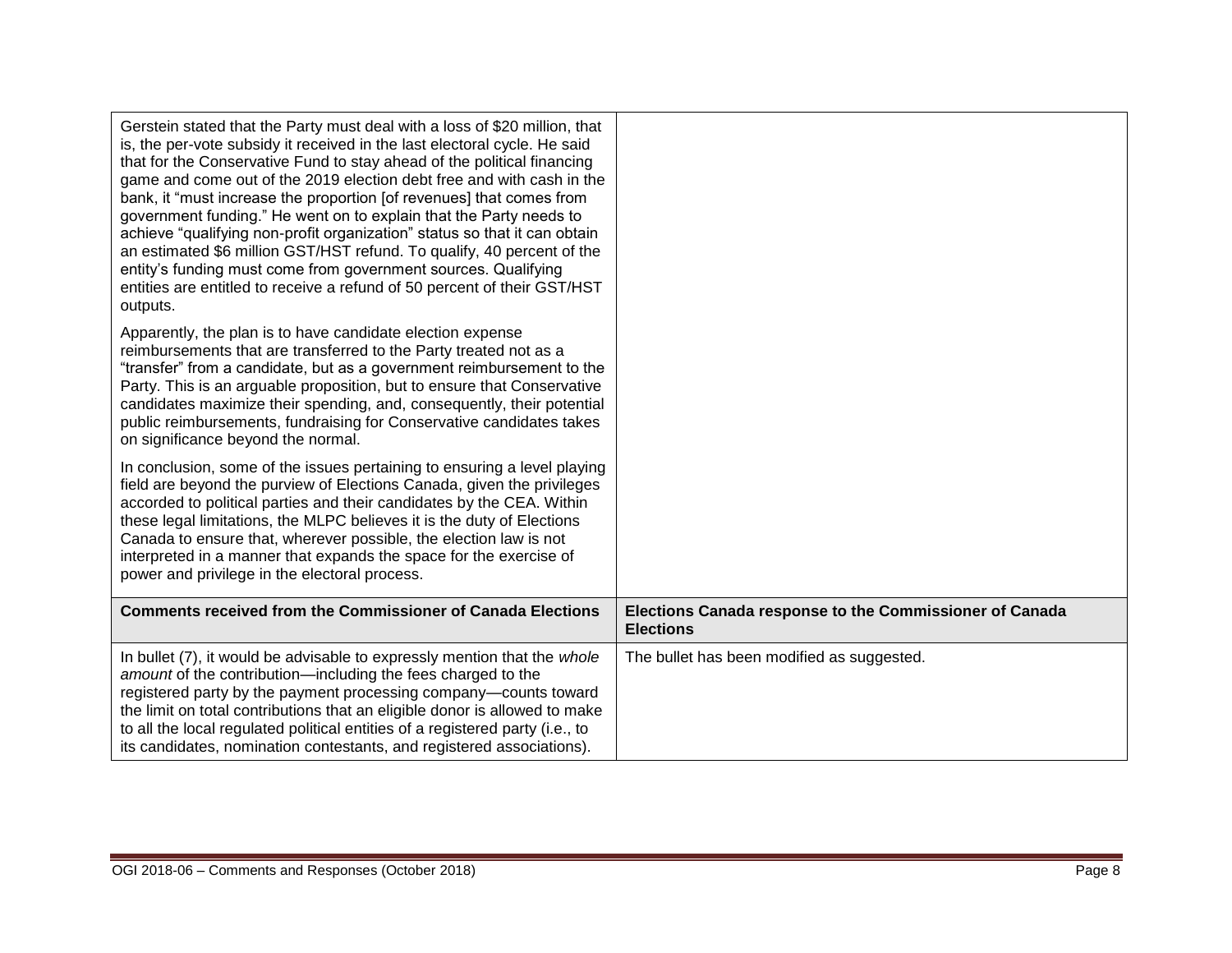| | |
|---|---|
| Gerstein stated that the Party must deal with a loss of $20 million, that is, the per-vote subsidy it received in the last electoral cycle. He said that for the Conservative Fund to stay ahead of the political financing game and come out of the 2019 election debt free and with cash in the bank, it "must increase the proportion [of revenues] that comes from government funding." He went on to explain that the Party needs to achieve "qualifying non-profit organization" status so that it can obtain an estimated $6 million GST/HST refund. To qualify, 40 percent of the entity's funding must come from government sources. Qualifying entities are entitled to receive a refund of 50 percent of their GST/HST outputs.<br><br>Apparently, the plan is to have candidate election expense reimbursements that are transferred to the Party treated not as a "transfer" from a candidate, but as a government reimbursement to the Party. This is an arguable proposition, but to ensure that Conservative candidates maximize their spending, and, consequently, their potential public reimbursements, fundraising for Conservative candidates takes on significance beyond the normal.<br><br>In conclusion, some of the issues pertaining to ensuring a level playing field are beyond the purview of Elections Canada, given the privileges accorded to political parties and their candidates by the CEA. Within these legal limitations, the MLPC believes it is the duty of Elections Canada to ensure that, wherever possible, the election law is not interpreted in a manner that expands the space for the exercise of power and privilege in the electoral process. | |
| **Comments received from the Commissioner of Canada Elections** | **Elections Canada response to the Commissioner of Canada Elections** |
| In bullet (7), it would be advisable to expressly mention that the *whole amount* of the contribution—including the fees charged to the registered party by the payment processing company—counts toward the limit on total contributions that an eligible donor is allowed to make to all the local regulated political entities of a registered party (i.e., to its candidates, nomination contestants, and registered associations). | The bullet has been modified as suggested. |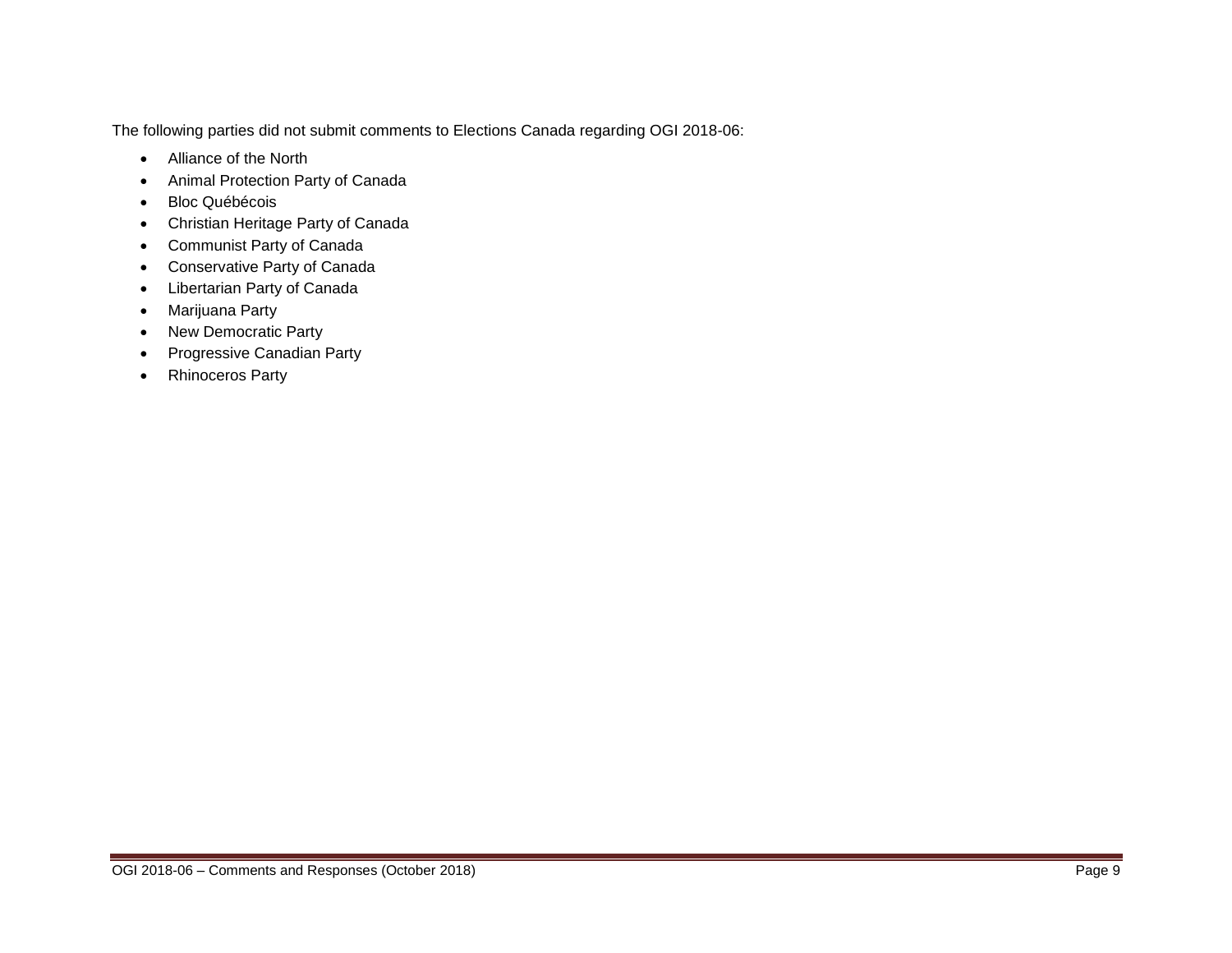The following parties did not submit comments to Elections Canada regarding OGI 2018-06:

- Alliance of the North
- Animal Protection Party of Canada
- Bloc Québécois
- Christian Heritage Party of Canada
- Communist Party of Canada
- Conservative Party of Canada
- Libertarian Party of Canada
- Marijuana Party
- New Democratic Party
- Progressive Canadian Party
- Rhinoceros Party